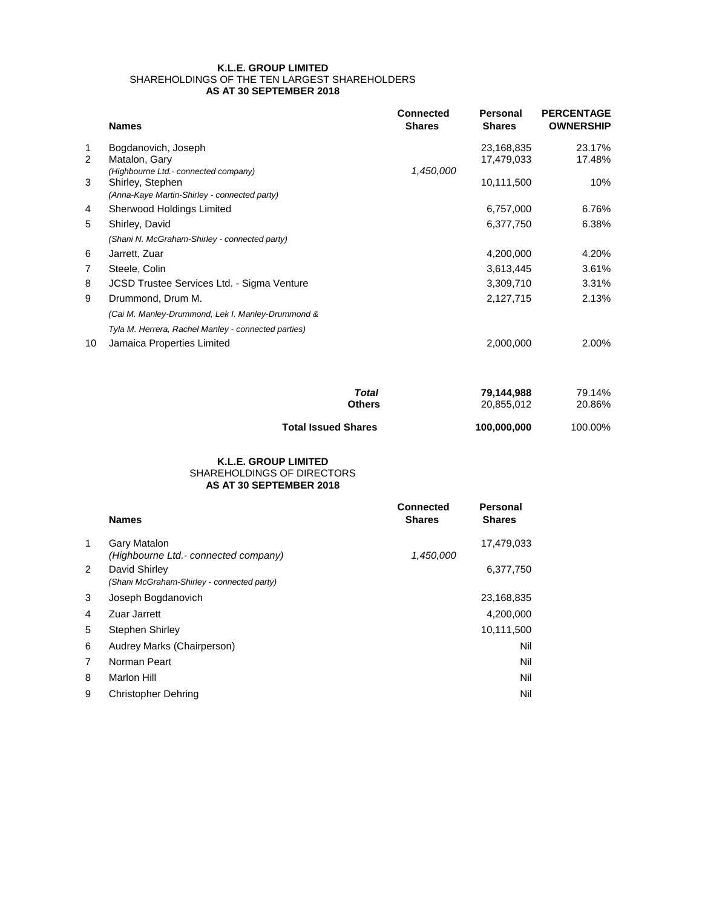**K.L.E. GROUP LIMITED**
SHAREHOLDINGS OF THE TEN LARGEST SHAREHOLDERS
**AS AT 30 SEPTEMBER 2018**

| | Names | Connected Shares | Personal Shares | PERCENTAGE OWNERSHIP |
|---|---|---|---|---|
| 1 | Bogdanovich, Joseph | | 23,168,835 | 23.17% |
| 2 | Matalon, Gary | | 17,479,033 | 17.48% |
| | *(Highbourne Ltd.- connected company)* | *1,450,000* | | |
| 3 | Shirley, Stephen | | 10,111,500 | 10% |
| | *(Anna-Kaye Martin-Shirley - connected party)* | | | |
| 4 | Sherwood Holdings Limited | | 6,757,000 | 6.76% |
| 5 | Shirley, David | | 6,377,750 | 6.38% |
| | *(Shani N. McGraham-Shirley - connected party)* | | | |
| 6 | Jarrett, Zuar | | 4,200,000 | 4.20% |
| 7 | Steele, Colin | | 3,613,445 | 3.61% |
| 8 | JCSD Trustee Services Ltd. - Sigma Venture | | 3,309,710 | 3.31% |
| 9 | Drummond, Drum M. | | 2,127,715 | 2.13% |
| | *(Cai M. Manley-Drummond, Lek I. Manley-Drummond & Tyla M. Herrera, Rachel Manley - connected parties)* | | | |
| 10 | Jamaica Properties Limited | | 2,000,000 | 2.00% |
| | ***Total*** | | **79,144,988** | 79.14% |
| | **Others** | | 20,855,012 | 20.86% |
| | **Total Issued Shares** | | **100,000,000** | 100.00% |

**K.L.E. GROUP LIMITED**
SHAREHOLDINGS OF DIRECTORS
**AS AT 30 SEPTEMBER 2018**

| | Names | Connected Shares | Personal Shares |
|---|---|---|---|
| 1 | Gary Matalon | | 17,479,033 |
| | *(Highbourne Ltd.- connected company)* | *1,450,000* | |
| 2 | David Shirley | | 6,377,750 |
| | *(Shani McGraham-Shirley - connected party)* | | |
| 3 | Joseph Bogdanovich | | 23,168,835 |
| 4 | Zuar Jarrett | | 4,200,000 |
| 5 | Stephen Shirley | | 10,111,500 |
| 6 | Audrey Marks (Chairperson) | | Nil |
| 7 | Norman Peart | | Nil |
| 8 | Marlon Hill | | Nil |
| 9 | Christopher Dehring | | Nil |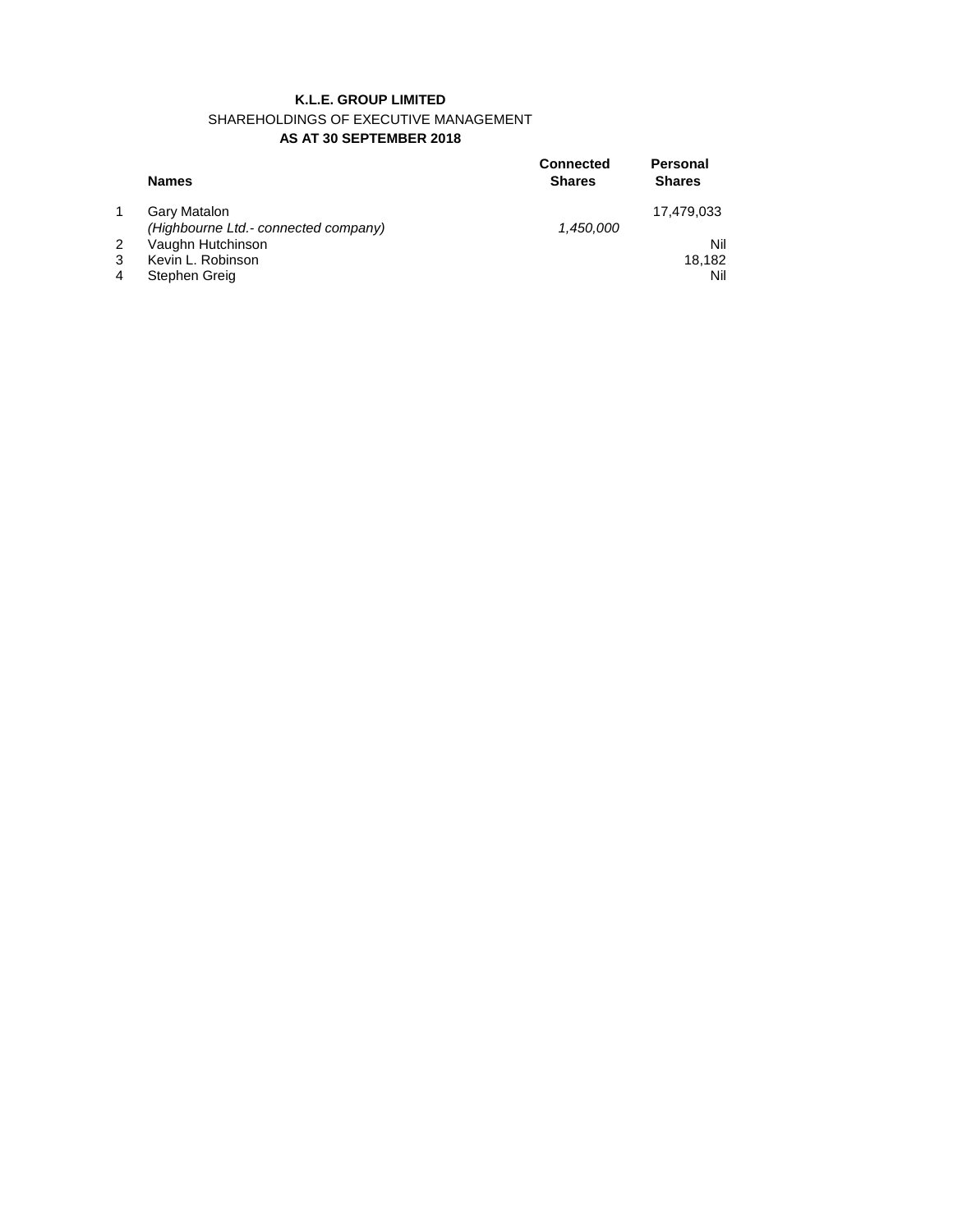**K.L.E. GROUP LIMITED**

SHAREHOLDINGS OF EXECUTIVE MANAGEMENT

**AS AT 30 SEPTEMBER 2018**

| | **Names** | **Connected Shares** | **Personal Shares** |
|---|---|---|---|
| 1 | Gary Matalon | | 17,479,033 |
| | *(Highbourne Ltd.- connected company)* | *1,450,000* | |
| 2 | Vaughn Hutchinson | | Nil |
| 3 | Kevin L. Robinson | | 18,182 |
| 4 | Stephen Greig | | Nil |